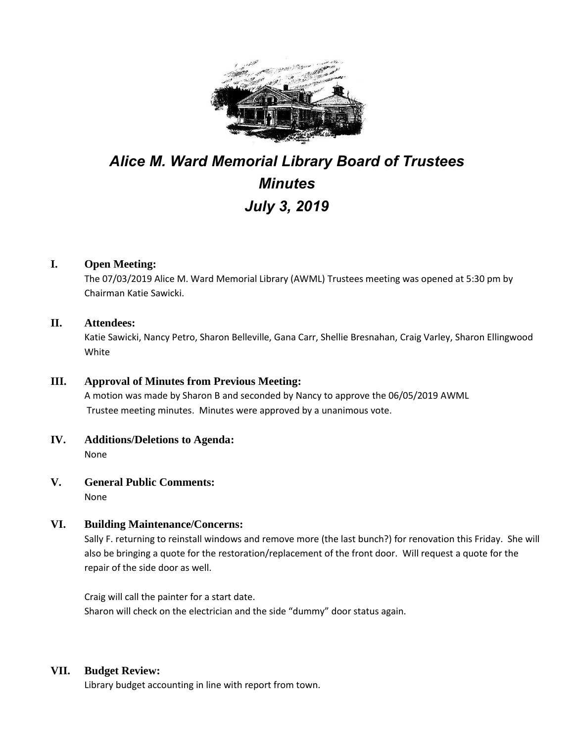# *Alice M. Ward Memorial Library Board of Trustees*
# *Minutes*
# *July 3, 2019*

## I. Open Meeting:

The 07/03/2019 Alice M. Ward Memorial Library (AWML) Trustees meeting was opened at 5:30 pm by Chairman Katie Sawicki.

## II. Attendees:

Katie Sawicki, Nancy Petro, Sharon Belleville, Gana Carr, Shellie Bresnahan, Craig Varley, Sharon Ellingwood White

## III. Approval of Minutes from Previous Meeting:

A motion was made by Sharon B and seconded by Nancy to approve the 06/05/2019 AWML Trustee meeting minutes. Minutes were approved by a unanimous vote.

## IV. Additions/Deletions to Agenda:

None

## V. General Public Comments:

None

## VI. Building Maintenance/Concerns:

Sally F. returning to reinstall windows and remove more (the last bunch?) for renovation this Friday. She will also be bringing a quote for the restoration/replacement of the front door. Will request a quote for the repair of the side door as well.

Craig will call the painter for a start date.
Sharon will check on the electrician and the side "dummy" door status again.

## VII. Budget Review:

Library budget accounting in line with report from town.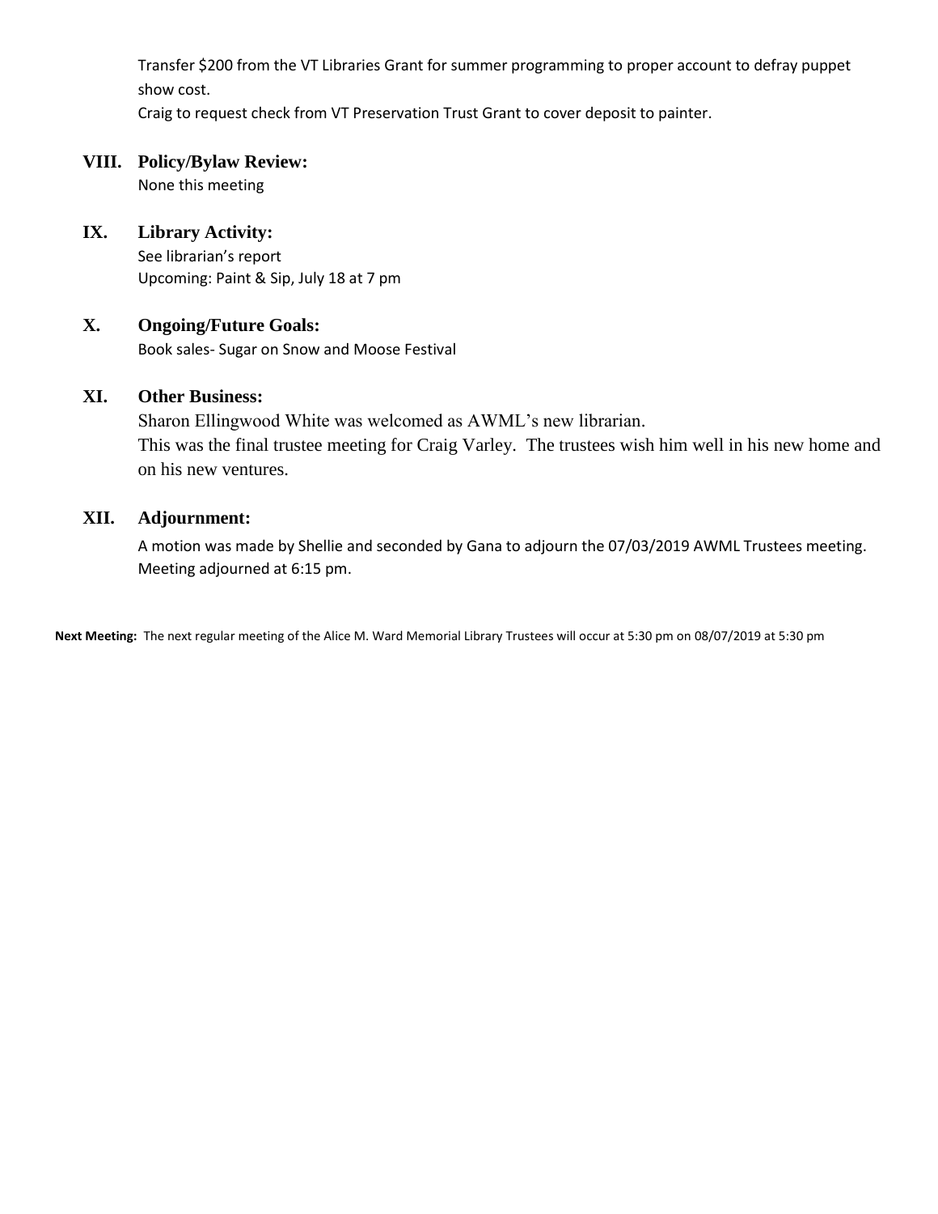Transfer $200 from the VT Libraries Grant for summer programming to proper account to defray puppet show cost.

Craig to request check from VT Preservation Trust Grant to cover deposit to painter.

## VIII. Policy/Bylaw Review:

None this meeting

## IX. Library Activity:

See librarian's report

Upcoming: Paint & Sip, July 18 at 7 pm

## X. Ongoing/Future Goals:

Book sales- Sugar on Snow and Moose Festival

## XI. Other Business:

Sharon Ellingwood White was welcomed as AWML's new librarian.

This was the final trustee meeting for Craig Varley. The trustees wish him well in his new home and on his new ventures.

## XII. Adjournment:

A motion was made by Shellie and seconded by Gana to adjourn the 07/03/2019 AWML Trustees meeting. Meeting adjourned at 6:15 pm.

**Next Meeting:** The next regular meeting of the Alice M. Ward Memorial Library Trustees will occur at 5:30 pm on 08/07/2019 at 5:30 pm